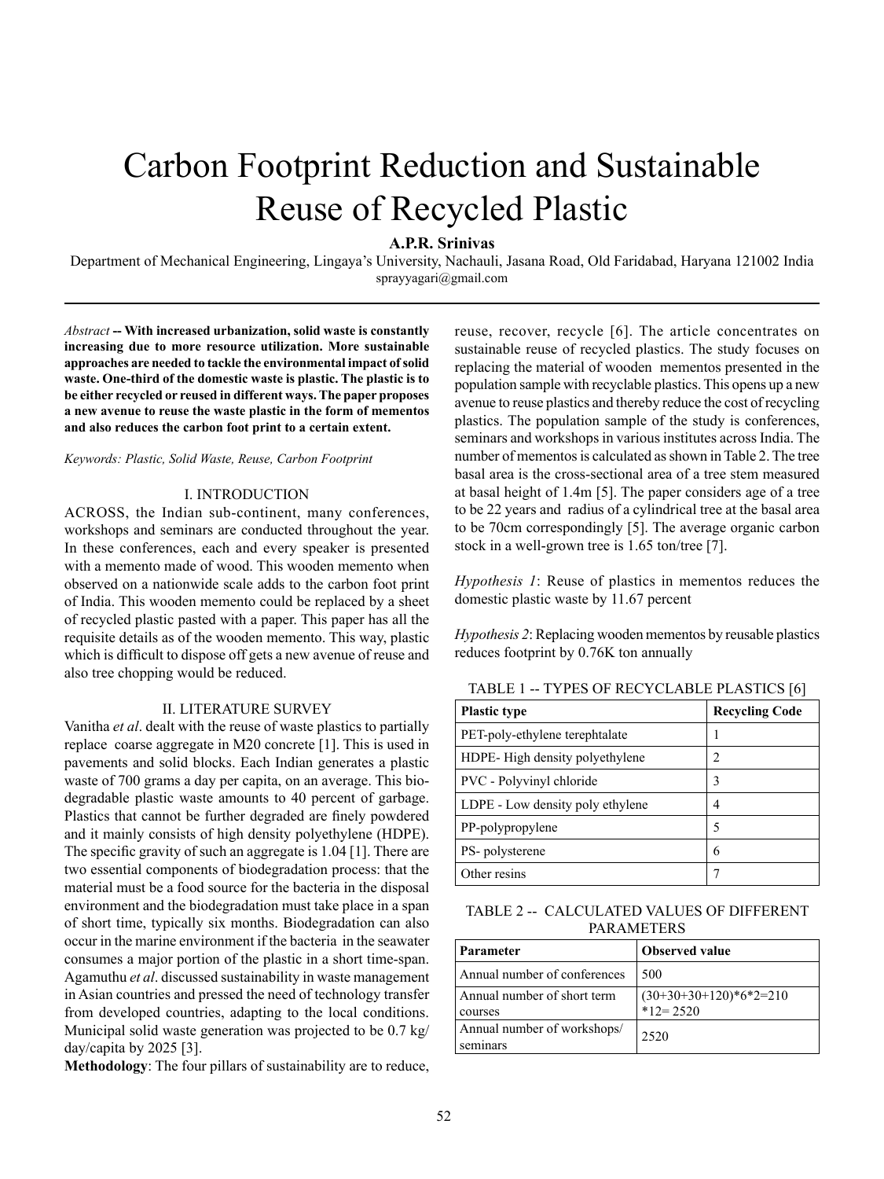# Carbon Footprint Reduction and Sustainable Reuse of Recycled Plastic

**A.P.R. Srinivas**

Department of Mechanical Engineering, Lingaya's University, Nachauli, Jasana Road, Old Faridabad, Haryana 121002 India

sprayyagari@gmail.com

---

*Abstract* -- **With increased urbanization, solid waste is constantly increasing due to more resource utilization. More sustainable approaches are needed to tackle the environmental impact of solid waste. One-third of the domestic waste is plastic. The plastic is to be either recycled or reused in different ways. The paper proposes a new avenue to reuse the waste plastic in the form of mementos and also reduces the carbon foot print to a certain extent.**

*Keywords: Plastic, Solid Waste, Reuse, Carbon Footprint*

## I. INTRODUCTION

ACROSS, the Indian sub-continent, many conferences, workshops and seminars are conducted throughout the year. In these conferences, each and every speaker is presented with a memento made of wood. This wooden memento when observed on a nationwide scale adds to the carbon foot print of India. This wooden memento could be replaced by a sheet of recycled plastic pasted with a paper. This paper has all the requisite details as of the wooden memento. This way, plastic which is difficult to dispose off gets a new avenue of reuse and also tree chopping would be reduced.

## II. LITERATURE SURVEY

Vanitha *et al*. dealt with the reuse of waste plastics to partially replace coarse aggregate in M20 concrete [1]. This is used in pavements and solid blocks. Each Indian generates a plastic waste of 700 grams a day per capita, on an average. This bio-degradable plastic waste amounts to 40 percent of garbage. Plastics that cannot be further degraded are finely powdered and it mainly consists of high density polyethylene (HDPE). The specific gravity of such an aggregate is 1.04 [1]. There are two essential components of biodegradation process: that the material must be a food source for the bacteria in the disposal environment and the biodegradation must take place in a span of short time, typically six months. Biodegradation can also occur in the marine environment if the bacteria in the seawater consumes a major portion of the plastic in a short time-span. Agamuthu *et al*. discussed sustainability in waste management in Asian countries and pressed the need of technology transfer from developed countries, adapting to the local conditions. Municipal solid waste generation was projected to be 0.7 kg/day/capita by 2025 [3].

**Methodology**: The four pillars of sustainability are to reduce, reuse, recover, recycle [6]. The article concentrates on sustainable reuse of recycled plastics. The study focuses on replacing the material of wooden mementos presented in the population sample with recyclable plastics. This opens up a new avenue to reuse plastics and thereby reduce the cost of recycling plastics. The population sample of the study is conferences, seminars and workshops in various institutes across India. The number of mementos is calculated as shown in Table 2. The tree basal area is the cross-sectional area of a tree stem measured at basal height of 1.4m [5]. The paper considers age of a tree to be 22 years and radius of a cylindrical tree at the basal area to be 70cm correspondingly [5]. The average organic carbon stock in a well-grown tree is 1.65 ton/tree [7].

*Hypothesis 1*: Reuse of plastics in mementos reduces the domestic plastic waste by 11.67 percent

*Hypothesis 2*: Replacing wooden mementos by reusable plastics reduces footprint by 0.76K ton annually

TABLE 1 -- TYPES OF RECYCLABLE PLASTICS [6]

| Plastic type | Recycling Code |
|---|---|
| PET-poly-ethylene terephtalate | 1 |
| HDPE- High density polyethylene | 2 |
| PVC - Polyvinyl chloride | 3 |
| LDPE - Low density poly ethylene | 4 |
| PP-polypropylene | 5 |
| PS- polysterene | 6 |
| Other resins | 7 |

TABLE 2 -- CALCULATED VALUES OF DIFFERENT PARAMETERS

| Parameter | Observed value |
|---|---|
| Annual number of conferences | 500 |
| Annual number of short term courses | (30+30+30+120)*6*2=210 *12= 2520 |
| Annual number of workshops/ seminars | 2520 |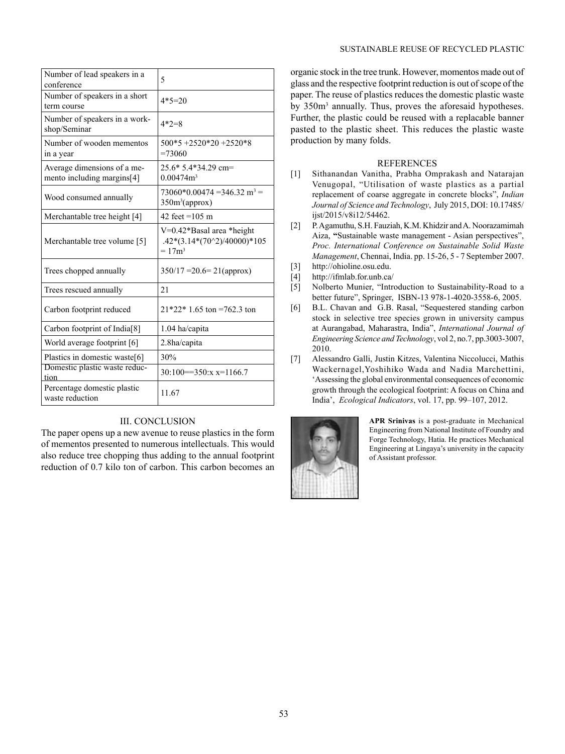| | |
|---|---|
| Number of lead speakers in a conference | 5 |
| Number of speakers in a short term course | 4*5=20 |
| Number of speakers in a workshop/Seminar | 4*2=8 |
| Number of wooden mementos in a year | 500*5 +2520*20 +2520*8 =73060 |
| Average dimensions of a memento including margins[4] | 25.6* 5.4*34.29 cm= $0.00474m^3$ |
| Wood consumed annually | 73060*0.00474 =346.32 $m^3$ = $350m^3$(approx) |
| Merchantable tree height [4] | 42 feet =105 m |
| Merchantable tree volume [5] | V=0.42*Basal area *height .42*(3.14*(70^2)/40000)*105 = $17m^3$ |
| Trees chopped annually | 350/17 =20.6= 21(approx) |
| Trees rescued annually | 21 |
| Carbon footprint reduced | 21*22* 1.65 ton =762.3 ton |
| Carbon footprint of India[8] | 1.04 ha/capita |
| World average footprint [6] | 2.8ha/capita |
| Plastics in domestic waste[6] | 30% |
| Domestic plastic waste reduction | 30:100==350:x x=1166.7 |
| Percentage domestic plastic waste reduction | 11.67 |

## III. CONCLUSION

The paper opens up a new avenue to reuse plastics in the form of mementos presented to numerous intellectuals. This would also reduce tree chopping thus adding to the annual footprint reduction of 0.7 kilo ton of carbon. This carbon becomes an organic stock in the tree trunk. However, momentos made out of glass and the respective footprint reduction is out of scope of the paper. The reuse of plastics reduces the domestic plastic waste by $350m^3$ annually. Thus, proves the aforesaid hypotheses. Further, the plastic could be reused with a replacable banner pasted to the plastic sheet. This reduces the plastic waste production by many folds.

## REFERENCES

[1] Sithanandan Vanitha, Prabha Omprakash and Natarajan Venugopal, "Utilisation of waste plastics as a partial replacement of coarse aggregate in concrete blocks", *Indian Journal of Science and Technology*, July 2015, DOI: 10.17485/ijst/2015/v8i12/54462.

[2] P. Agamuthu, S.H. Fauziah, K.M. Khidzir and A. Noorazamimah Aiza, "Sustainable waste management - Asian perspectives", *Proc. International Conference on Sustainable Solid Waste Management*, Chennai, India. pp. 15-26, 5 - 7 September 2007.

[3] http://ohioline.osu.edu.

[4] http://ifmlab.for.unb.ca/

[5] Nolberto Munier, "Introduction to Sustainability-Road to a better future", Springer, ISBN-13 978-1-4020-3558-6, 2005.

[6] B.L. Chavan and G.B. Rasal, "Sequestered standing carbon stock in selective tree species grown in university campus at Aurangabad, Maharastra, India", *International Journal of Engineering Science and Technology*, vol 2, no.7, pp.3003-3007, 2010.

[7] Alessandro Galli, Justin Kitzes, Valentina Niccolucci, Mathis Wackernagel, Yoshihiko Wada and Nadia Marchettini, 'Assessing the global environmental consequences of economic growth through the ecological footprint: A focus on China and India', *Ecological Indicators*, vol. 17, pp. 99–107, 2012.

**APR Srinivas** is a post-graduate in Mechanical Engineering from National Institute of Foundry and Forge Technology, Hatia. He practices Mechanical Engineering at Lingaya's university in the capacity of Assistant professor.